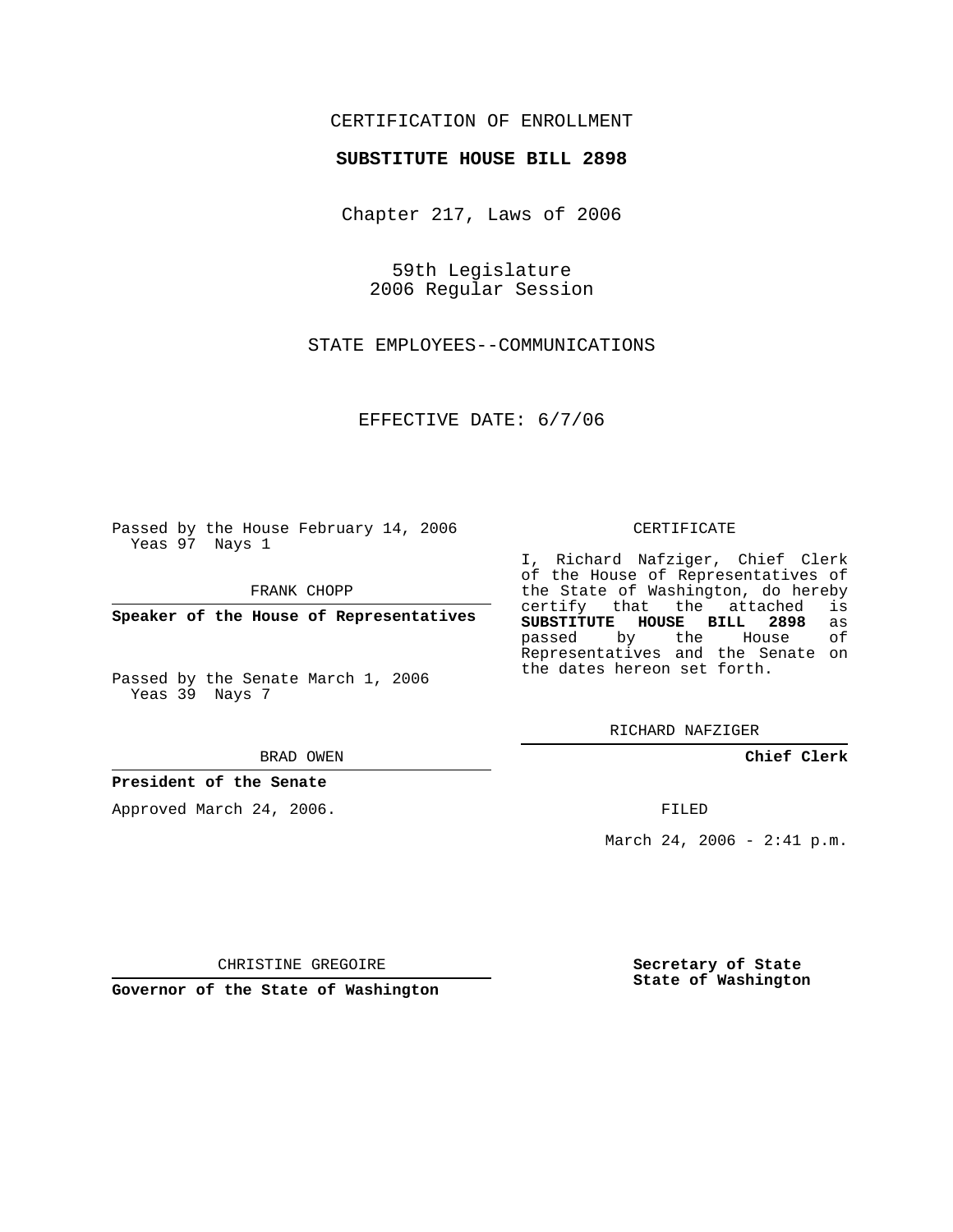CERTIFICATION OF ENROLLMENT

**SUBSTITUTE HOUSE BILL 2898**

Chapter 217, Laws of 2006

59th Legislature
2006 Regular Session

STATE EMPLOYEES--COMMUNICATIONS

EFFECTIVE DATE: 6/7/06

Passed by the House February 14, 2006
Yeas 97 Nays 1

FRANK CHOPP

**Speaker of the House of Representatives**

Passed by the Senate March 1, 2006
Yeas 39 Nays 7

BRAD OWEN

**President of the Senate**

Approved March 24, 2006.

CHRISTINE GREGOIRE

**Governor of the State of Washington**

CERTIFICATE

I, Richard Nafziger, Chief Clerk of the House of Representatives of the State of Washington, do hereby certify that the attached is **SUBSTITUTE HOUSE BILL 2898** as passed by the House of Representatives and the Senate on the dates hereon set forth.

RICHARD NAFZIGER

**Chief Clerk**

FILED

March 24, 2006 - 2:41 p.m.

**Secretary of State**
**State of Washington**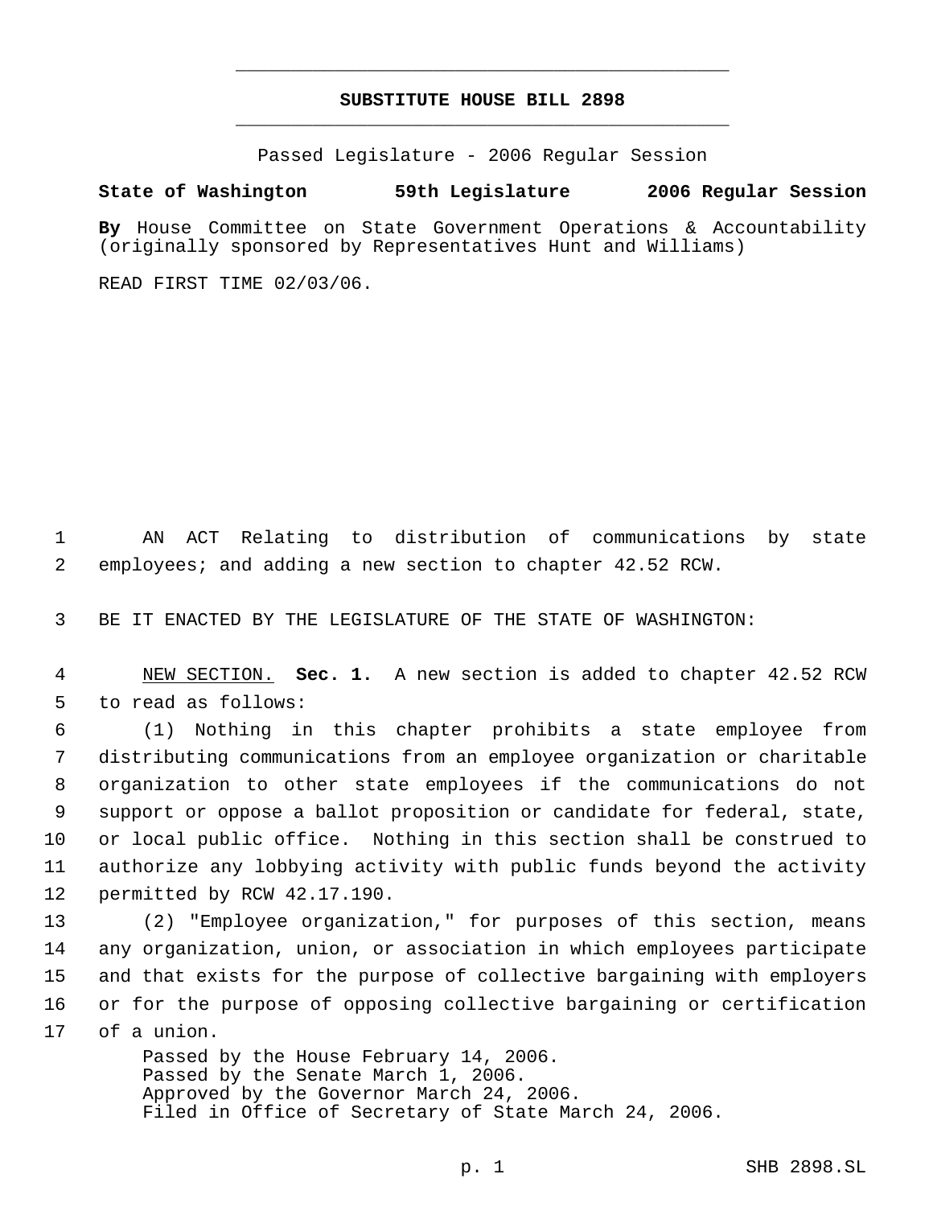# SUBSTITUTE HOUSE BILL 2898

Passed Legislature - 2006 Regular Session

**State of Washington 59th Legislature 2006 Regular Session**

**By** House Committee on State Government Operations & Accountability (originally sponsored by Representatives Hunt and Williams)

READ FIRST TIME 02/03/06.

AN ACT Relating to distribution of communications by state employees; and adding a new section to chapter 42.52 RCW.

BE IT ENACTED BY THE LEGISLATURE OF THE STATE OF WASHINGTON:

NEW SECTION. **Sec. 1.** A new section is added to chapter 42.52 RCW to read as follows:

(1) Nothing in this chapter prohibits a state employee from distributing communications from an employee organization or charitable organization to other state employees if the communications do not support or oppose a ballot proposition or candidate for federal, state, or local public office. Nothing in this section shall be construed to authorize any lobbying activity with public funds beyond the activity permitted by RCW 42.17.190.

(2) "Employee organization," for purposes of this section, means any organization, union, or association in which employees participate and that exists for the purpose of collective bargaining with employers or for the purpose of opposing collective bargaining or certification of a union.

Passed by the House February 14, 2006.
Passed by the Senate March 1, 2006.
Approved by the Governor March 24, 2006.
Filed in Office of Secretary of State March 24, 2006.